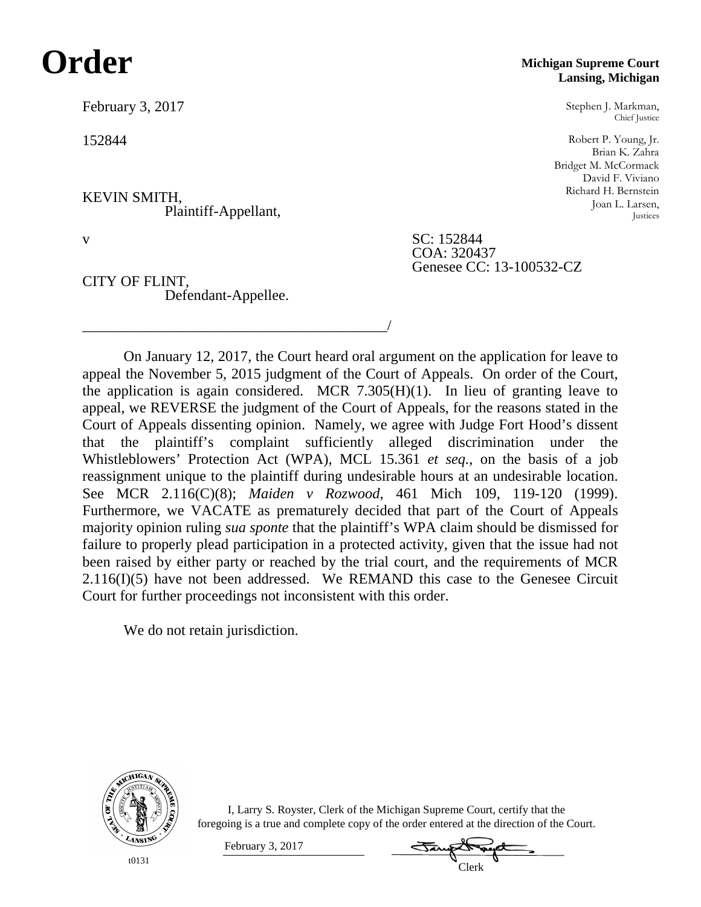# Order

**Michigan Supreme Court**
**Lansing, Michigan**

February 3, 2017

152844

Stephen J. Markman,
Chief Justice

Robert P. Young, Jr.
Brian K. Zahra
Bridget M. McCormack
David F. Viviano
Richard H. Bernstein
Joan L. Larsen,
Justices

KEVIN SMITH,
Plaintiff-Appellant,

v

SC: 152844
COA: 320437
Genesee CC: 13-100532-CZ

CITY OF FLINT,
Defendant-Appellee.

_________________________________________/

On January 12, 2017, the Court heard oral argument on the application for leave to appeal the November 5, 2015 judgment of the Court of Appeals. On order of the Court, the application is again considered. MCR 7.305(H)(1). In lieu of granting leave to appeal, we REVERSE the judgment of the Court of Appeals, for the reasons stated in the Court of Appeals dissenting opinion. Namely, we agree with Judge Fort Hood's dissent that the plaintiff's complaint sufficiently alleged discrimination under the Whistleblowers' Protection Act (WPA), MCL 15.361 *et seq.*, on the basis of a job reassignment unique to the plaintiff during undesirable hours at an undesirable location. See MCR 2.116(C)(8); *Maiden v Rozwood*, 461 Mich 109, 119-120 (1999). Furthermore, we VACATE as prematurely decided that part of the Court of Appeals majority opinion ruling *sua sponte* that the plaintiff's WPA claim should be dismissed for failure to properly plead participation in a protected activity, given that the issue had not been raised by either party or reached by the trial court, and the requirements of MCR 2.116(I)(5) have not been addressed. We REMAND this case to the Genesee Circuit Court for further proceedings not inconsistent with this order.

We do not retain jurisdiction.

I, Larry S. Royster, Clerk of the Michigan Supreme Court, certify that the foregoing is a true and complete copy of the order entered at the direction of the Court.

February 3, 2017

Clerk

t0131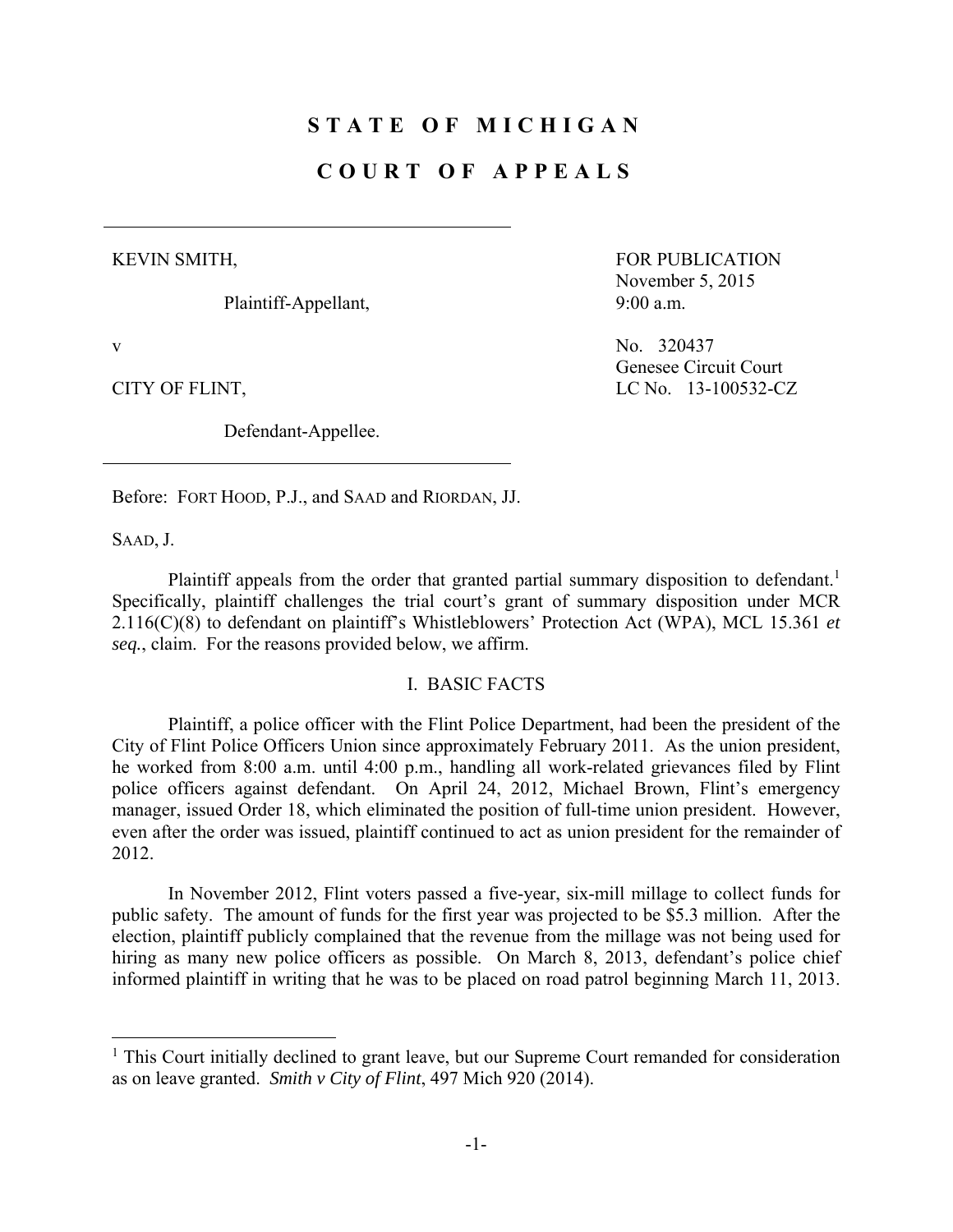# STATE OF MICHIGAN

# COURT OF APPEALS

KEVIN SMITH,

Plaintiff-Appellant,

v

CITY OF FLINT,

Defendant-Appellee.

FOR PUBLICATION
November 5, 2015
9:00 a.m.

No. 320437
Genesee Circuit Court
LC No. 13-100532-CZ

Before: FORT HOOD, P.J., and SAAD and RIORDAN, JJ.

SAAD, J.

Plaintiff appeals from the order that granted partial summary disposition to defendant.[1] Specifically, plaintiff challenges the trial court's grant of summary disposition under MCR 2.116(C)(8) to defendant on plaintiff's Whistleblowers' Protection Act (WPA), MCL 15.361 *et seq.*, claim. For the reasons provided below, we affirm.

## I. BASIC FACTS

Plaintiff, a police officer with the Flint Police Department, had been the president of the City of Flint Police Officers Union since approximately February 2011. As the union president, he worked from 8:00 a.m. until 4:00 p.m., handling all work-related grievances filed by Flint police officers against defendant. On April 24, 2012, Michael Brown, Flint's emergency manager, issued Order 18, which eliminated the position of full-time union president. However, even after the order was issued, plaintiff continued to act as union president for the remainder of 2012.

In November 2012, Flint voters passed a five-year, six-mill millage to collect funds for public safety. The amount of funds for the first year was projected to be $5.3 million. After the election, plaintiff publicly complained that the revenue from the millage was not being used for hiring as many new police officers as possible. On March 8, 2013, defendant's police chief informed plaintiff in writing that he was to be placed on road patrol beginning March 11, 2013.

[1] This Court initially declined to grant leave, but our Supreme Court remanded for consideration as on leave granted. *Smith v City of Flint*, 497 Mich 920 (2014).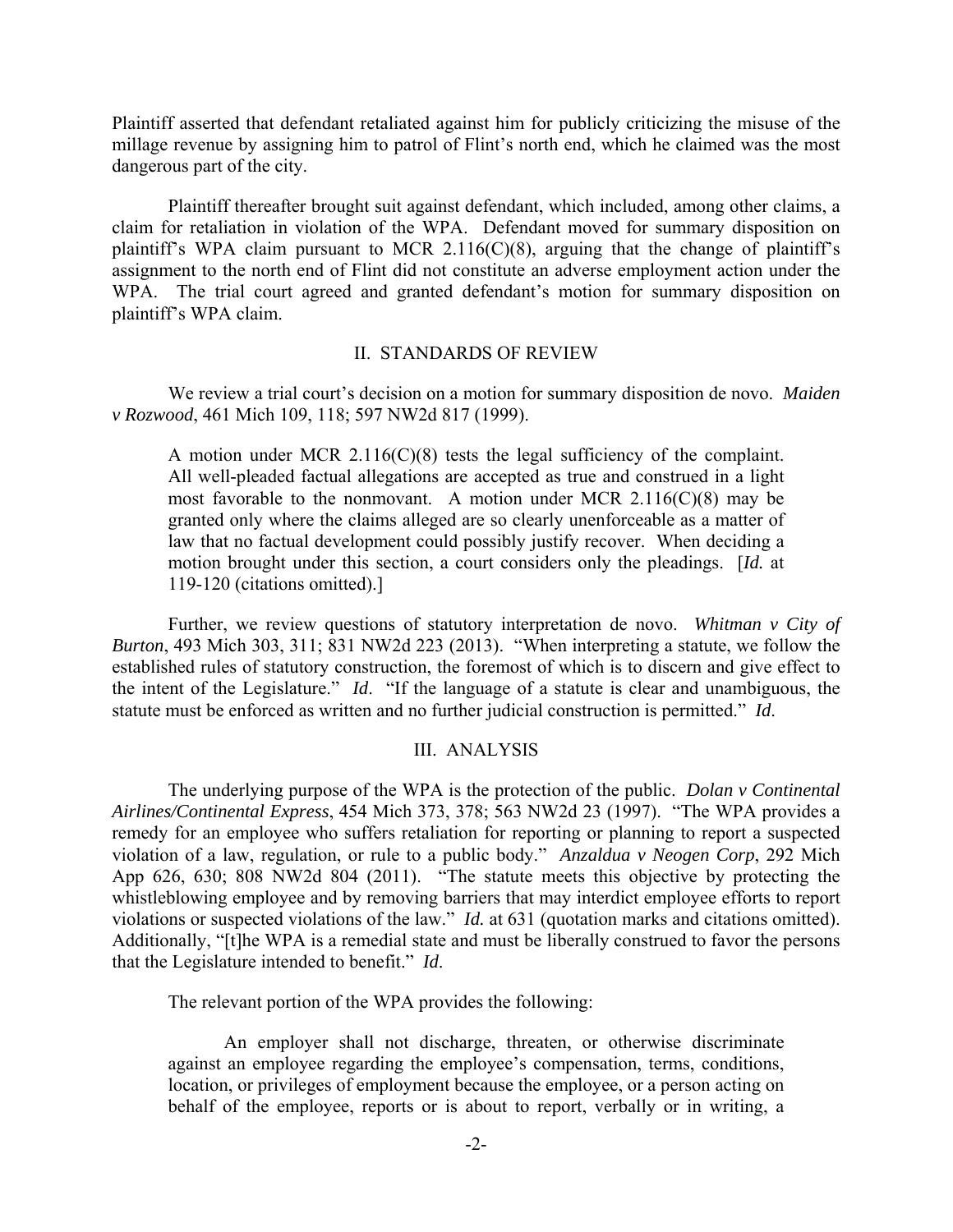Plaintiff asserted that defendant retaliated against him for publicly criticizing the misuse of the millage revenue by assigning him to patrol of Flint's north end, which he claimed was the most dangerous part of the city.

Plaintiff thereafter brought suit against defendant, which included, among other claims, a claim for retaliation in violation of the WPA. Defendant moved for summary disposition on plaintiff's WPA claim pursuant to MCR 2.116(C)(8), arguing that the change of plaintiff's assignment to the north end of Flint did not constitute an adverse employment action under the WPA. The trial court agreed and granted defendant's motion for summary disposition on plaintiff's WPA claim.

## II. STANDARDS OF REVIEW

We review a trial court's decision on a motion for summary disposition de novo. *Maiden v Rozwood*, 461 Mich 109, 118; 597 NW2d 817 (1999).

> A motion under MCR 2.116(C)(8) tests the legal sufficiency of the complaint. All well-pleaded factual allegations are accepted as true and construed in a light most favorable to the nonmovant. A motion under MCR 2.116(C)(8) may be granted only where the claims alleged are so clearly unenforceable as a matter of law that no factual development could possibly justify recover. When deciding a motion brought under this section, a court considers only the pleadings. [*Id.* at 119-120 (citations omitted).]

Further, we review questions of statutory interpretation de novo. *Whitman v City of Burton*, 493 Mich 303, 311; 831 NW2d 223 (2013). "When interpreting a statute, we follow the established rules of statutory construction, the foremost of which is to discern and give effect to the intent of the Legislature." *Id*. "If the language of a statute is clear and unambiguous, the statute must be enforced as written and no further judicial construction is permitted." *Id*.

## III. ANALYSIS

The underlying purpose of the WPA is the protection of the public. *Dolan v Continental Airlines/Continental Express*, 454 Mich 373, 378; 563 NW2d 23 (1997). "The WPA provides a remedy for an employee who suffers retaliation for reporting or planning to report a suspected violation of a law, regulation, or rule to a public body." *Anzaldua v Neogen Corp*, 292 Mich App 626, 630; 808 NW2d 804 (2011). "The statute meets this objective by protecting the whistleblowing employee and by removing barriers that may interdict employee efforts to report violations or suspected violations of the law." *Id.* at 631 (quotation marks and citations omitted). Additionally, "[t]he WPA is a remedial state and must be liberally construed to favor the persons that the Legislature intended to benefit." *Id*.

The relevant portion of the WPA provides the following:

> An employer shall not discharge, threaten, or otherwise discriminate against an employee regarding the employee's compensation, terms, conditions, location, or privileges of employment because the employee, or a person acting on behalf of the employee, reports or is about to report, verbally or in writing, a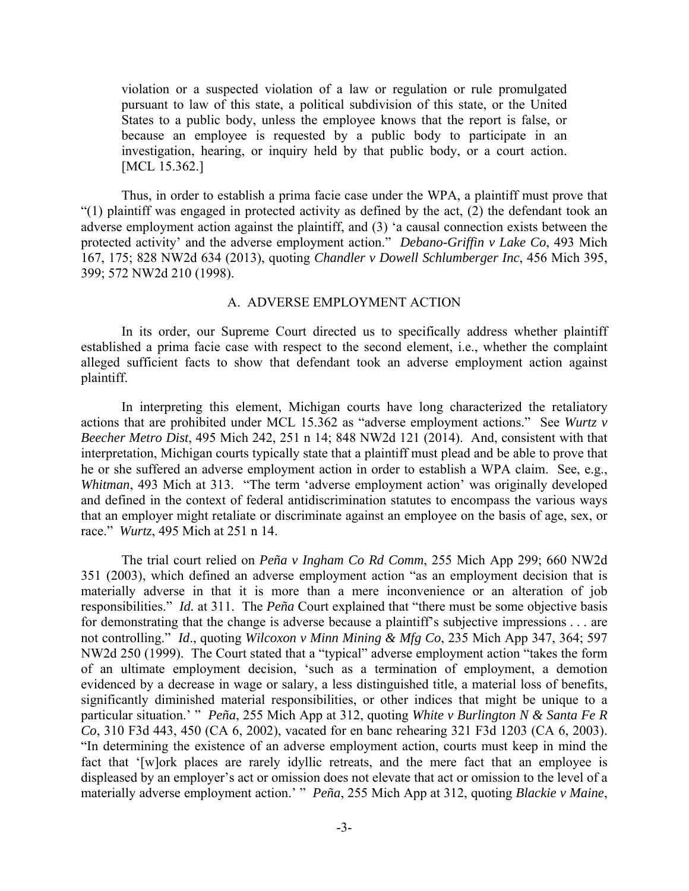> violation or a suspected violation of a law or regulation or rule promulgated pursuant to law of this state, a political subdivision of this state, or the United States to a public body, unless the employee knows that the report is false, or because an employee is requested by a public body to participate in an investigation, hearing, or inquiry held by that public body, or a court action. [MCL 15.362.]

Thus, in order to establish a prima facie case under the WPA, a plaintiff must prove that "(1) plaintiff was engaged in protected activity as defined by the act, (2) the defendant took an adverse employment action against the plaintiff, and (3) 'a causal connection exists between the protected activity' and the adverse employment action." *Debano-Griffin v Lake Co*, 493 Mich 167, 175; 828 NW2d 634 (2013), quoting *Chandler v Dowell Schlumberger Inc*, 456 Mich 395, 399; 572 NW2d 210 (1998).

## A. ADVERSE EMPLOYMENT ACTION

In its order, our Supreme Court directed us to specifically address whether plaintiff established a prima facie case with respect to the second element, i.e., whether the complaint alleged sufficient facts to show that defendant took an adverse employment action against plaintiff.

In interpreting this element, Michigan courts have long characterized the retaliatory actions that are prohibited under MCL 15.362 as "adverse employment actions." See *Wurtz v Beecher Metro Dist*, 495 Mich 242, 251 n 14; 848 NW2d 121 (2014). And, consistent with that interpretation, Michigan courts typically state that a plaintiff must plead and be able to prove that he or she suffered an adverse employment action in order to establish a WPA claim. See, e.g., *Whitman*, 493 Mich at 313. "The term 'adverse employment action' was originally developed and defined in the context of federal antidiscrimination statutes to encompass the various ways that an employer might retaliate or discriminate against an employee on the basis of age, sex, or race." *Wurtz*, 495 Mich at 251 n 14.

The trial court relied on *Peña v Ingham Co Rd Comm*, 255 Mich App 299; 660 NW2d 351 (2003), which defined an adverse employment action "as an employment decision that is materially adverse in that it is more than a mere inconvenience or an alteration of job responsibilities." *Id.* at 311. The *Peña* Court explained that "there must be some objective basis for demonstrating that the change is adverse because a plaintiff's subjective impressions . . . are not controlling." *Id*., quoting *Wilcoxon v Minn Mining & Mfg Co*, 235 Mich App 347, 364; 597 NW2d 250 (1999). The Court stated that a "typical" adverse employment action "takes the form of an ultimate employment decision, 'such as a termination of employment, a demotion evidenced by a decrease in wage or salary, a less distinguished title, a material loss of benefits, significantly diminished material responsibilities, or other indices that might be unique to a particular situation.' " *Peña*, 255 Mich App at 312, quoting *White v Burlington N & Santa Fe R Co*, 310 F3d 443, 450 (CA 6, 2002), vacated for en banc rehearing 321 F3d 1203 (CA 6, 2003). "In determining the existence of an adverse employment action, courts must keep in mind the fact that '[w]ork places are rarely idyllic retreats, and the mere fact that an employee is displeased by an employer's act or omission does not elevate that act or omission to the level of a materially adverse employment action.' " *Peña*, 255 Mich App at 312, quoting *Blackie v Maine*,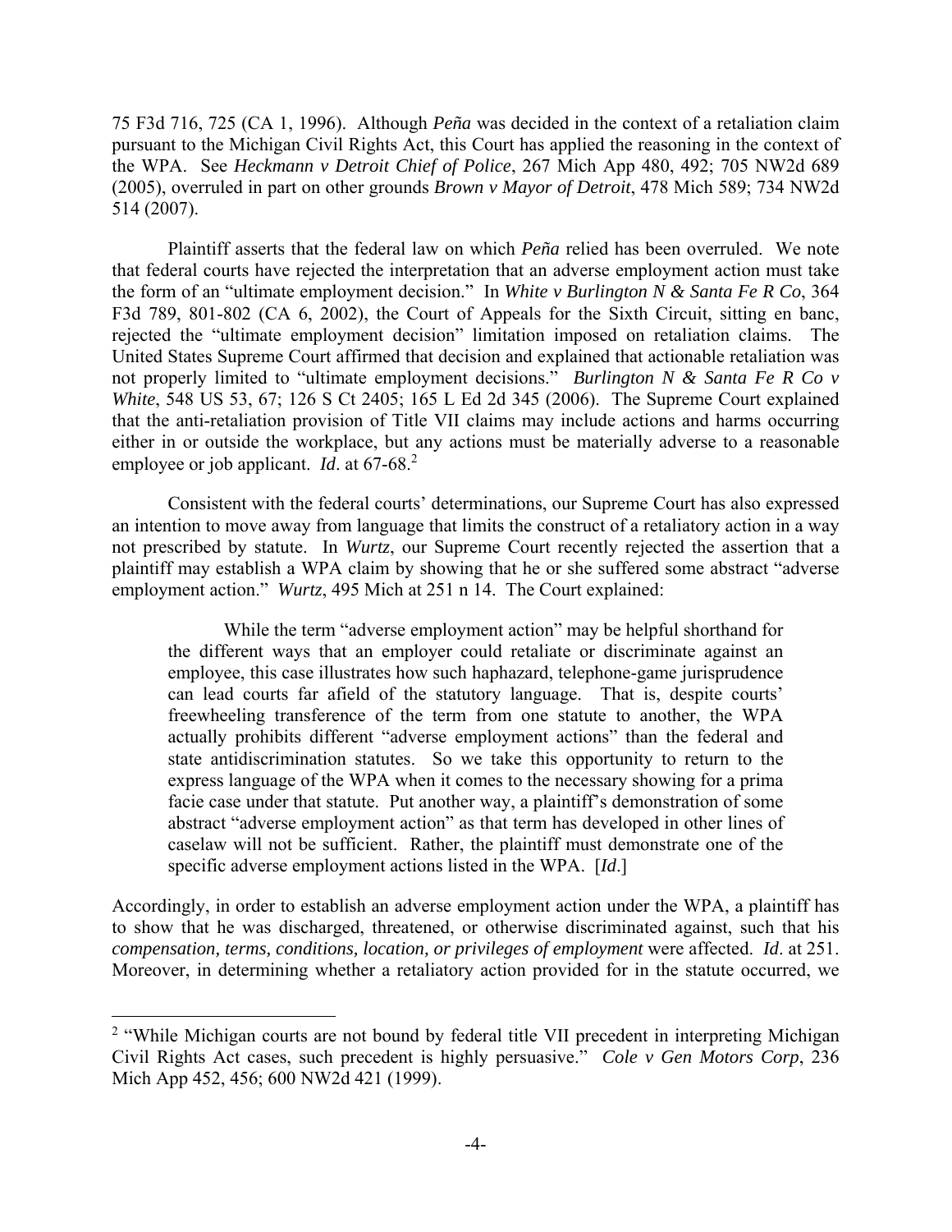75 F3d 716, 725 (CA 1, 1996). Although *Peña* was decided in the context of a retaliation claim pursuant to the Michigan Civil Rights Act, this Court has applied the reasoning in the context of the WPA. See *Heckmann v Detroit Chief of Police*, 267 Mich App 480, 492; 705 NW2d 689 (2005), overruled in part on other grounds *Brown v Mayor of Detroit*, 478 Mich 589; 734 NW2d 514 (2007).

Plaintiff asserts that the federal law on which *Peña* relied has been overruled. We note that federal courts have rejected the interpretation that an adverse employment action must take the form of an "ultimate employment decision." In *White v Burlington N & Santa Fe R Co*, 364 F3d 789, 801-802 (CA 6, 2002), the Court of Appeals for the Sixth Circuit, sitting en banc, rejected the "ultimate employment decision" limitation imposed on retaliation claims. The United States Supreme Court affirmed that decision and explained that actionable retaliation was not properly limited to "ultimate employment decisions." *Burlington N & Santa Fe R Co v White*, 548 US 53, 67; 126 S Ct 2405; 165 L Ed 2d 345 (2006). The Supreme Court explained that the anti-retaliation provision of Title VII claims may include actions and harms occurring either in or outside the workplace, but any actions must be materially adverse to a reasonable employee or job applicant. *Id*. at 67-68.[2]

Consistent with the federal courts' determinations, our Supreme Court has also expressed an intention to move away from language that limits the construct of a retaliatory action in a way not prescribed by statute. In *Wurtz*, our Supreme Court recently rejected the assertion that a plaintiff may establish a WPA claim by showing that he or she suffered some abstract "adverse employment action." *Wurtz*, 495 Mich at 251 n 14. The Court explained:

> While the term "adverse employment action" may be helpful shorthand for the different ways that an employer could retaliate or discriminate against an employee, this case illustrates how such haphazard, telephone-game jurisprudence can lead courts far afield of the statutory language. That is, despite courts' freewheeling transference of the term from one statute to another, the WPA actually prohibits different "adverse employment actions" than the federal and state antidiscrimination statutes. So we take this opportunity to return to the express language of the WPA when it comes to the necessary showing for a prima facie case under that statute. Put another way, a plaintiff's demonstration of some abstract "adverse employment action" as that term has developed in other lines of caselaw will not be sufficient. Rather, the plaintiff must demonstrate one of the specific adverse employment actions listed in the WPA. [*Id*.]

Accordingly, in order to establish an adverse employment action under the WPA, a plaintiff has to show that he was discharged, threatened, or otherwise discriminated against, such that his *compensation, terms, conditions, location, or privileges of employment* were affected. *Id*. at 251. Moreover, in determining whether a retaliatory action provided for in the statute occurred, we

---

[2] "While Michigan courts are not bound by federal title VII precedent in interpreting Michigan Civil Rights Act cases, such precedent is highly persuasive." *Cole v Gen Motors Corp*, 236 Mich App 452, 456; 600 NW2d 421 (1999).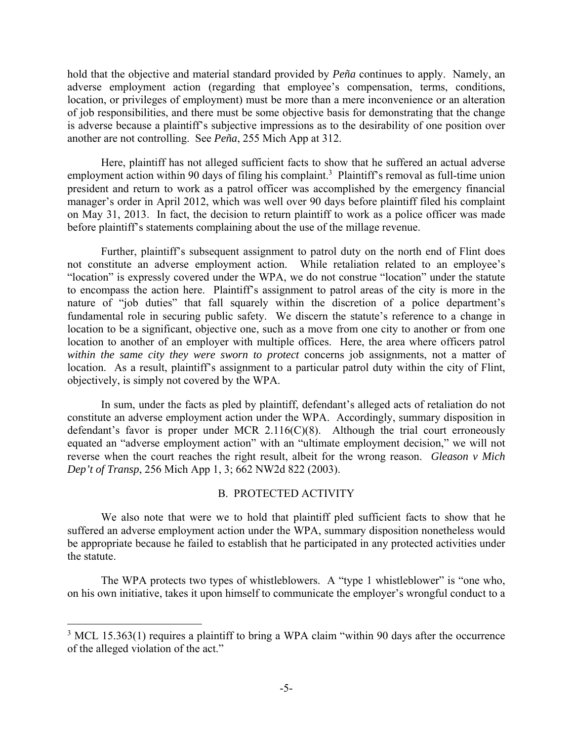hold that the objective and material standard provided by *Peña* continues to apply. Namely, an adverse employment action (regarding that employee's compensation, terms, conditions, location, or privileges of employment) must be more than a mere inconvenience or an alteration of job responsibilities, and there must be some objective basis for demonstrating that the change is adverse because a plaintiff's subjective impressions as to the desirability of one position over another are not controlling. See *Peña*, 255 Mich App at 312.

Here, plaintiff has not alleged sufficient facts to show that he suffered an actual adverse employment action within 90 days of filing his complaint.[3] Plaintiff's removal as full-time union president and return to work as a patrol officer was accomplished by the emergency financial manager's order in April 2012, which was well over 90 days before plaintiff filed his complaint on May 31, 2013. In fact, the decision to return plaintiff to work as a police officer was made before plaintiff's statements complaining about the use of the millage revenue.

Further, plaintiff's subsequent assignment to patrol duty on the north end of Flint does not constitute an adverse employment action. While retaliation related to an employee's "location" is expressly covered under the WPA, we do not construe "location" under the statute to encompass the action here. Plaintiff's assignment to patrol areas of the city is more in the nature of "job duties" that fall squarely within the discretion of a police department's fundamental role in securing public safety. We discern the statute's reference to a change in location to be a significant, objective one, such as a move from one city to another or from one location to another of an employer with multiple offices. Here, the area where officers patrol *within the same city they were sworn to protect* concerns job assignments, not a matter of location. As a result, plaintiff's assignment to a particular patrol duty within the city of Flint, objectively, is simply not covered by the WPA.

In sum, under the facts as pled by plaintiff, defendant's alleged acts of retaliation do not constitute an adverse employment action under the WPA. Accordingly, summary disposition in defendant's favor is proper under MCR 2.116(C)(8). Although the trial court erroneously equated an "adverse employment action" with an "ultimate employment decision," we will not reverse when the court reaches the right result, albeit for the wrong reason. *Gleason v Mich Dep't of Transp*, 256 Mich App 1, 3; 662 NW2d 822 (2003).

## B. PROTECTED ACTIVITY

We also note that were we to hold that plaintiff pled sufficient facts to show that he suffered an adverse employment action under the WPA, summary disposition nonetheless would be appropriate because he failed to establish that he participated in any protected activities under the statute.

The WPA protects two types of whistleblowers. A "type 1 whistleblower" is "one who, on his own initiative, takes it upon himself to communicate the employer's wrongful conduct to a

---

[3] MCL 15.363(1) requires a plaintiff to bring a WPA claim "within 90 days after the occurrence of the alleged violation of the act."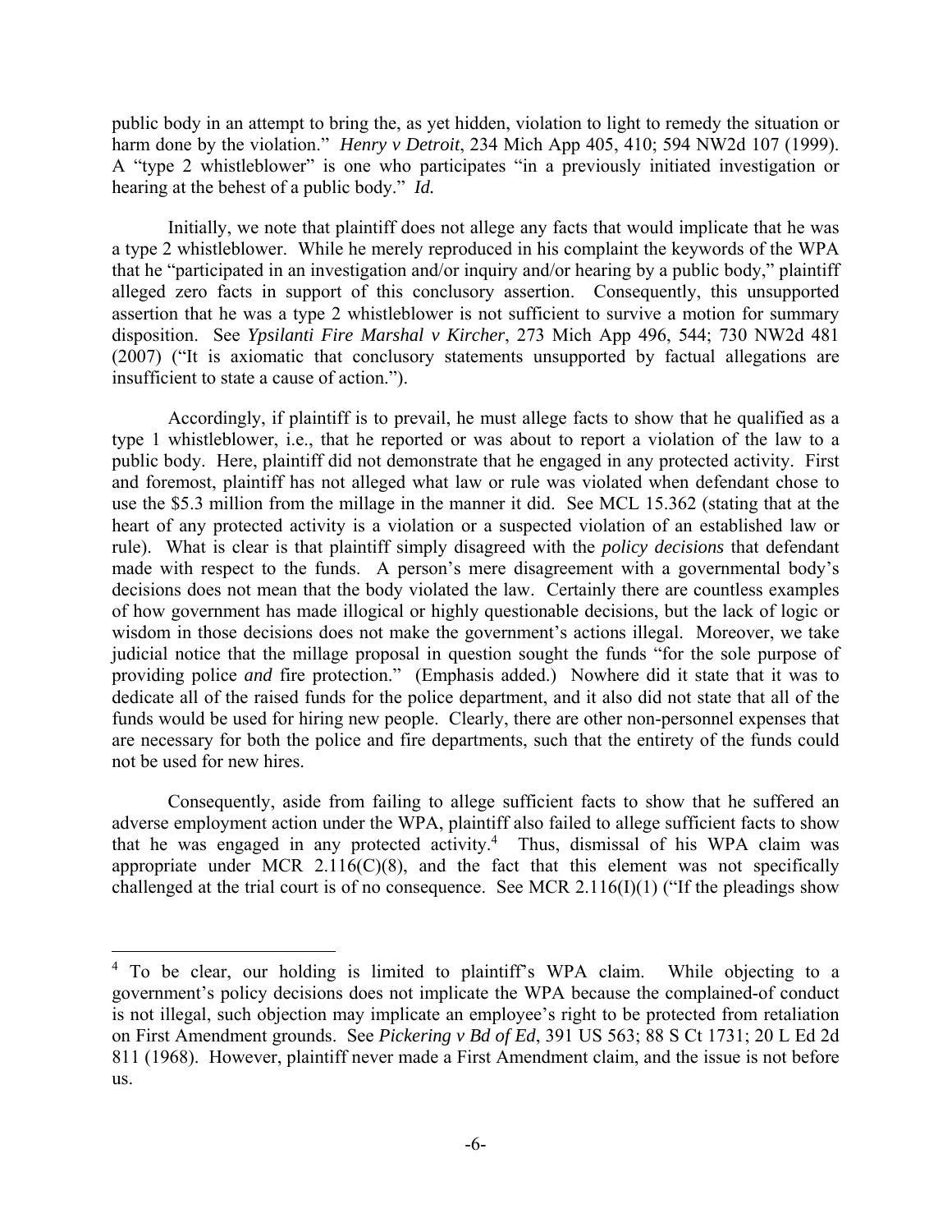public body in an attempt to bring the, as yet hidden, violation to light to remedy the situation or harm done by the violation." *Henry v Detroit*, 234 Mich App 405, 410; 594 NW2d 107 (1999). A "type 2 whistleblower" is one who participates "in a previously initiated investigation or hearing at the behest of a public body." *Id.*

Initially, we note that plaintiff does not allege any facts that would implicate that he was a type 2 whistleblower. While he merely reproduced in his complaint the keywords of the WPA that he "participated in an investigation and/or inquiry and/or hearing by a public body," plaintiff alleged zero facts in support of this conclusory assertion. Consequently, this unsupported assertion that he was a type 2 whistleblower is not sufficient to survive a motion for summary disposition. See *Ypsilanti Fire Marshal v Kircher*, 273 Mich App 496, 544; 730 NW2d 481 (2007) ("It is axiomatic that conclusory statements unsupported by factual allegations are insufficient to state a cause of action.").

Accordingly, if plaintiff is to prevail, he must allege facts to show that he qualified as a type 1 whistleblower, i.e., that he reported or was about to report a violation of the law to a public body. Here, plaintiff did not demonstrate that he engaged in any protected activity. First and foremost, plaintiff has not alleged what law or rule was violated when defendant chose to use the $5.3 million from the millage in the manner it did. See MCL 15.362 (stating that at the heart of any protected activity is a violation or a suspected violation of an established law or rule). What is clear is that plaintiff simply disagreed with the *policy decisions* that defendant made with respect to the funds. A person's mere disagreement with a governmental body's decisions does not mean that the body violated the law. Certainly there are countless examples of how government has made illogical or highly questionable decisions, but the lack of logic or wisdom in those decisions does not make the government's actions illegal. Moreover, we take judicial notice that the millage proposal in question sought the funds "for the sole purpose of providing police *and* fire protection." (Emphasis added.) Nowhere did it state that it was to dedicate all of the raised funds for the police department, and it also did not state that all of the funds would be used for hiring new people. Clearly, there are other non-personnel expenses that are necessary for both the police and fire departments, such that the entirety of the funds could not be used for new hires.

Consequently, aside from failing to allege sufficient facts to show that he suffered an adverse employment action under the WPA, plaintiff also failed to allege sufficient facts to show that he was engaged in any protected activity.[4] Thus, dismissal of his WPA claim was appropriate under MCR 2.116(C)(8), and the fact that this element was not specifically challenged at the trial court is of no consequence. See MCR 2.116(I)(1) ("If the pleadings show

---

[4] To be clear, our holding is limited to plaintiff's WPA claim. While objecting to a government's policy decisions does not implicate the WPA because the complained-of conduct is not illegal, such objection may implicate an employee's right to be protected from retaliation on First Amendment grounds. See *Pickering v Bd of Ed*, 391 US 563; 88 S Ct 1731; 20 L Ed 2d 811 (1968). However, plaintiff never made a First Amendment claim, and the issue is not before us.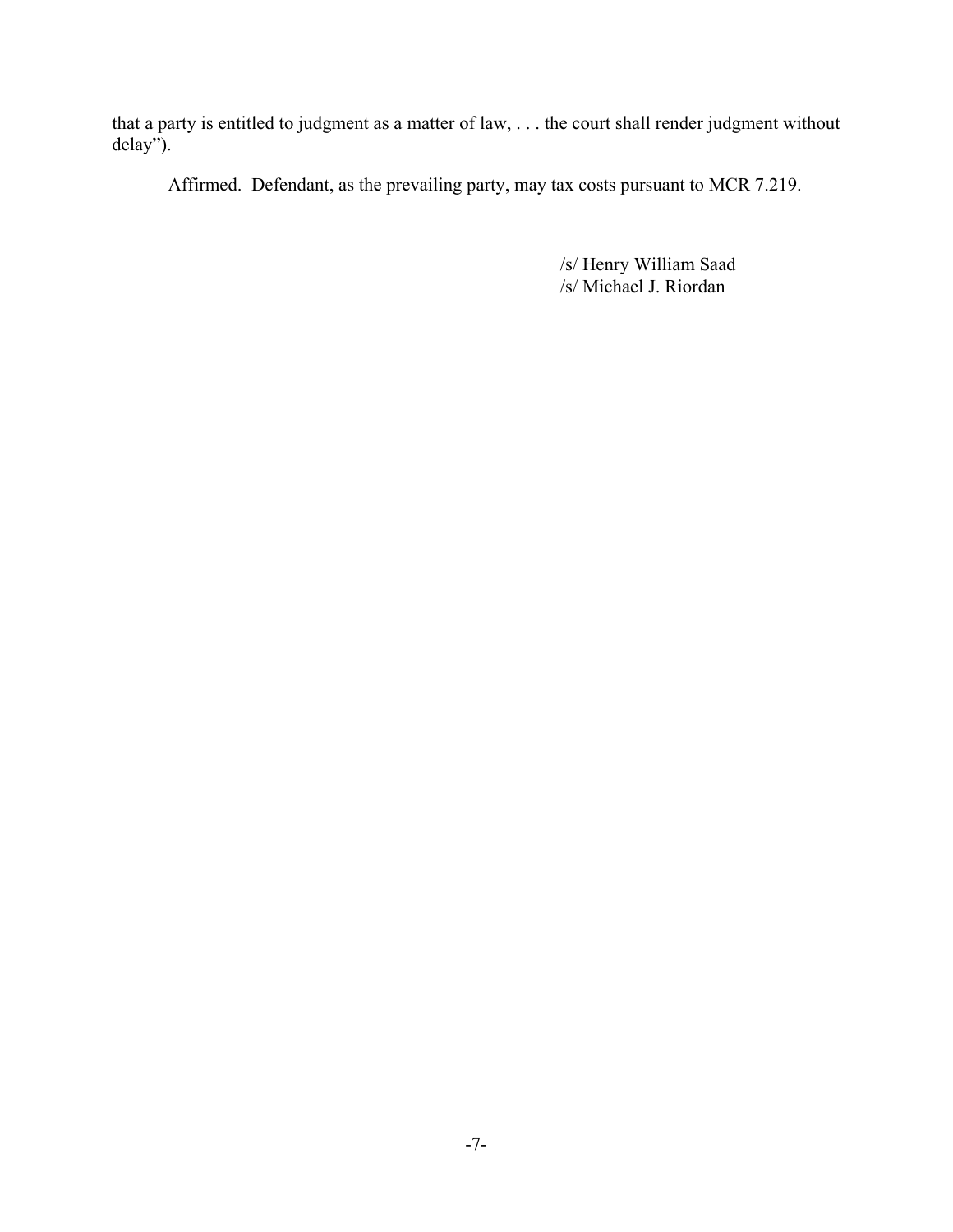that a party is entitled to judgment as a matter of law, . . . the court shall render judgment without delay").

Affirmed. Defendant, as the prevailing party, may tax costs pursuant to MCR 7.219.

/s/ Henry William Saad
/s/ Michael J. Riordan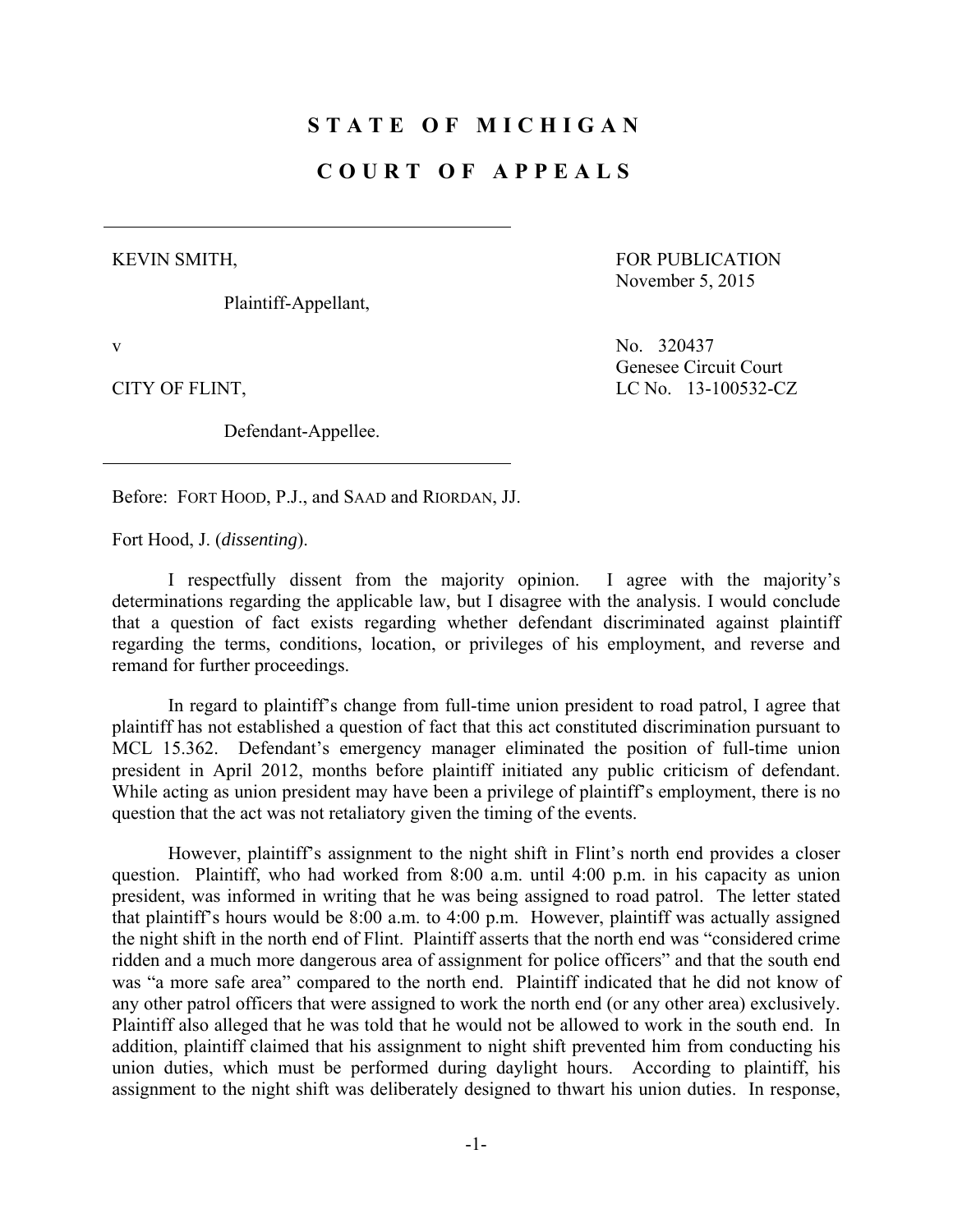# STATE OF MICHIGAN

# COURT OF APPEALS

KEVIN SMITH,

Plaintiff-Appellant,

FOR PUBLICATION
November 5, 2015

v

No. 320437
Genesee Circuit Court
LC No. 13-100532-CZ

CITY OF FLINT,

Defendant-Appellee.

Before: FORT HOOD, P.J., and SAAD and RIORDAN, JJ.

Fort Hood, J. (*dissenting*).

I respectfully dissent from the majority opinion. I agree with the majority's determinations regarding the applicable law, but I disagree with the analysis. I would conclude that a question of fact exists regarding whether defendant discriminated against plaintiff regarding the terms, conditions, location, or privileges of his employment, and reverse and remand for further proceedings.

In regard to plaintiff's change from full-time union president to road patrol, I agree that plaintiff has not established a question of fact that this act constituted discrimination pursuant to MCL 15.362. Defendant's emergency manager eliminated the position of full-time union president in April 2012, months before plaintiff initiated any public criticism of defendant. While acting as union president may have been a privilege of plaintiff's employment, there is no question that the act was not retaliatory given the timing of the events.

However, plaintiff's assignment to the night shift in Flint's north end provides a closer question. Plaintiff, who had worked from 8:00 a.m. until 4:00 p.m. in his capacity as union president, was informed in writing that he was being assigned to road patrol. The letter stated that plaintiff's hours would be 8:00 a.m. to 4:00 p.m. However, plaintiff was actually assigned the night shift in the north end of Flint. Plaintiff asserts that the north end was "considered crime ridden and a much more dangerous area of assignment for police officers" and that the south end was "a more safe area" compared to the north end. Plaintiff indicated that he did not know of any other patrol officers that were assigned to work the north end (or any other area) exclusively. Plaintiff also alleged that he was told that he would not be allowed to work in the south end. In addition, plaintiff claimed that his assignment to night shift prevented him from conducting his union duties, which must be performed during daylight hours. According to plaintiff, his assignment to the night shift was deliberately designed to thwart his union duties. In response,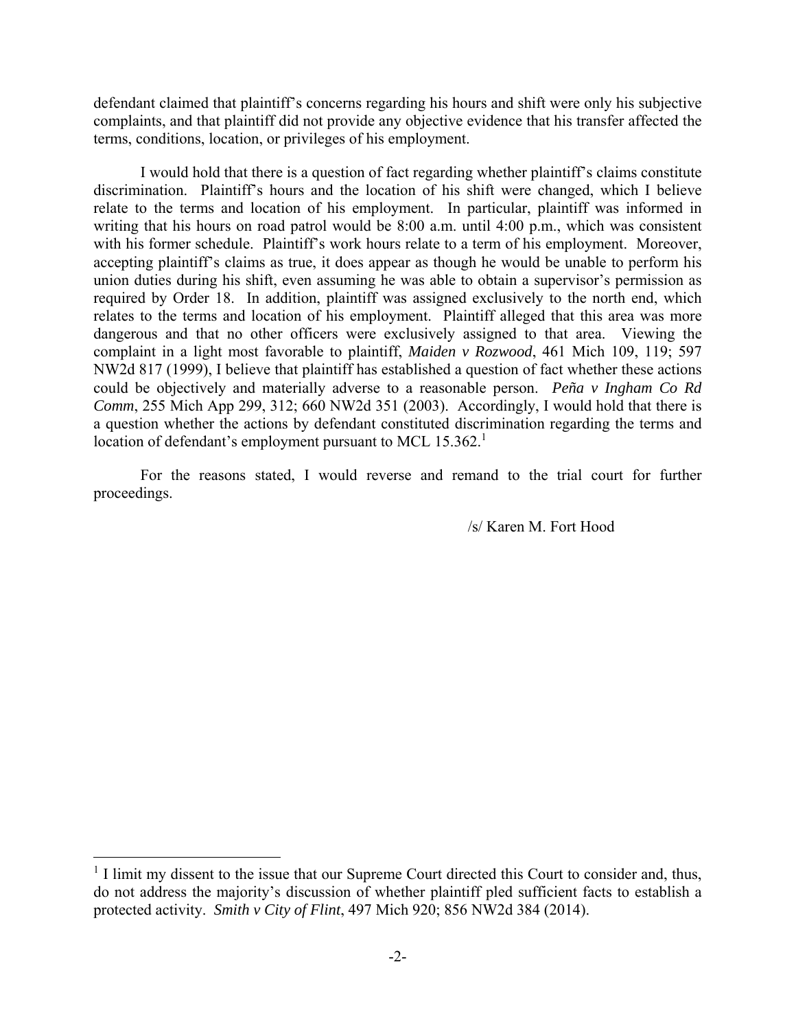defendant claimed that plaintiff's concerns regarding his hours and shift were only his subjective complaints, and that plaintiff did not provide any objective evidence that his transfer affected the terms, conditions, location, or privileges of his employment.

I would hold that there is a question of fact regarding whether plaintiff's claims constitute discrimination. Plaintiff's hours and the location of his shift were changed, which I believe relate to the terms and location of his employment. In particular, plaintiff was informed in writing that his hours on road patrol would be 8:00 a.m. until 4:00 p.m., which was consistent with his former schedule. Plaintiff's work hours relate to a term of his employment. Moreover, accepting plaintiff's claims as true, it does appear as though he would be unable to perform his union duties during his shift, even assuming he was able to obtain a supervisor's permission as required by Order 18. In addition, plaintiff was assigned exclusively to the north end, which relates to the terms and location of his employment. Plaintiff alleged that this area was more dangerous and that no other officers were exclusively assigned to that area. Viewing the complaint in a light most favorable to plaintiff, *Maiden v Rozwood*, 461 Mich 109, 119; 597 NW2d 817 (1999), I believe that plaintiff has established a question of fact whether these actions could be objectively and materially adverse to a reasonable person. *Peña v Ingham Co Rd Comm*, 255 Mich App 299, 312; 660 NW2d 351 (2003). Accordingly, I would hold that there is a question whether the actions by defendant constituted discrimination regarding the terms and location of defendant's employment pursuant to MCL 15.362.[1]

For the reasons stated, I would reverse and remand to the trial court for further proceedings.

/s/ Karen M. Fort Hood

---

[1] I limit my dissent to the issue that our Supreme Court directed this Court to consider and, thus, do not address the majority's discussion of whether plaintiff pled sufficient facts to establish a protected activity. *Smith v City of Flint*, 497 Mich 920; 856 NW2d 384 (2014).